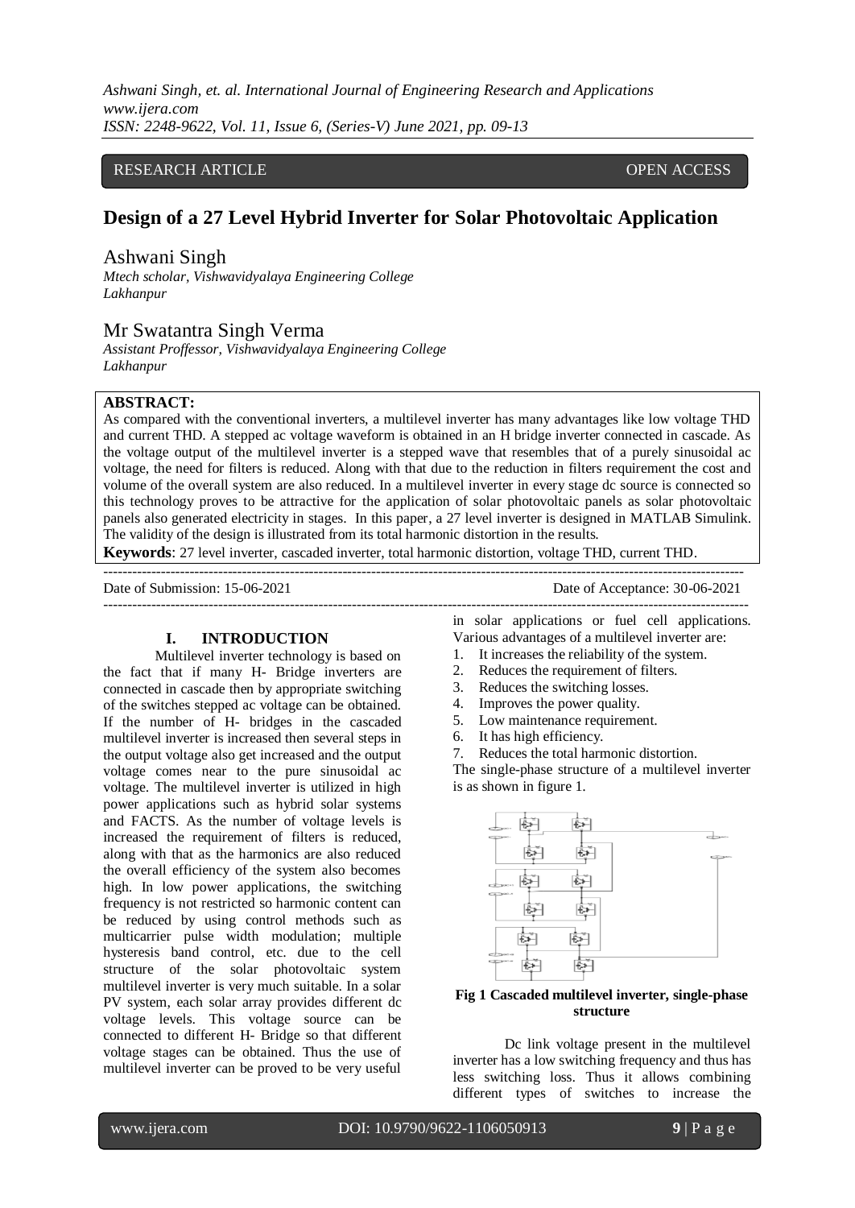RESEARCH ARTICLE OPEN ACCESS

# Design of a 27 Level Hybrid Inverter for Solar Photovoltaic Application

Ashwani Singh
*Mtech scholar, Vishwavidyalaya Engineering College Lakhanpur*

Mr Swatantra Singh Verma
*Assistant Proffessor, Vishwavidyalaya Engineering College Lakhanpur*

**ABSTRACT:**
As compared with the conventional inverters, a multilevel inverter has many advantages like low voltage THD and current THD. A stepped ac voltage waveform is obtained in an H bridge inverter connected in cascade. As the voltage output of the multilevel inverter is a stepped wave that resembles that of a purely sinusoidal ac voltage, the need for filters is reduced. Along with that due to the reduction in filters requirement the cost and volume of the overall system are also reduced. In a multilevel inverter in every stage dc source is connected so this technology proves to be attractive for the application of solar photovoltaic panels as solar photovoltaic panels also generated electricity in stages. In this paper, a 27 level inverter is designed in MATLAB Simulink. The validity of the design is illustrated from its total harmonic distortion in the results.

**Keywords**: 27 level inverter, cascaded inverter, total harmonic distortion, voltage THD, current THD.

---

Date of Submission: 15-06-2021 Date of Acceptance: 30-06-2021

---

## I. INTRODUCTION

Multilevel inverter technology is based on the fact that if many H- Bridge inverters are connected in cascade then by appropriate switching of the switches stepped ac voltage can be obtained. If the number of H- bridges in the cascaded multilevel inverter is increased then several steps in the output voltage also get increased and the output voltage comes near to the pure sinusoidal ac voltage. The multilevel inverter is utilized in high power applications such as hybrid solar systems and FACTS. As the number of voltage levels is increased the requirement of filters is reduced, along with that as the harmonics are also reduced the overall efficiency of the system also becomes high. In low power applications, the switching frequency is not restricted so harmonic content can be reduced by using control methods such as multicarrier pulse width modulation; multiple hysteresis band control, etc. due to the cell structure of the solar photovoltaic system multilevel inverter is very much suitable. In a solar PV system, each solar array provides different dc voltage levels. This voltage source can be connected to different H- Bridge so that different voltage stages can be obtained. Thus the use of multilevel inverter can be proved to be very useful in solar applications or fuel cell applications. Various advantages of a multilevel inverter are:

1. It increases the reliability of the system.
2. Reduces the requirement of filters.
3. Reduces the switching losses.
4. Improves the power quality.
5. Low maintenance requirement.
6. It has high efficiency.
7. Reduces the total harmonic distortion.

The single-phase structure of a multilevel inverter is as shown in figure 1.

**Fig 1 Cascaded multilevel inverter, single-phase structure**

Dc link voltage present in the multilevel inverter has a low switching frequency and thus has less switching loss. Thus it allows combining different types of switches to increase the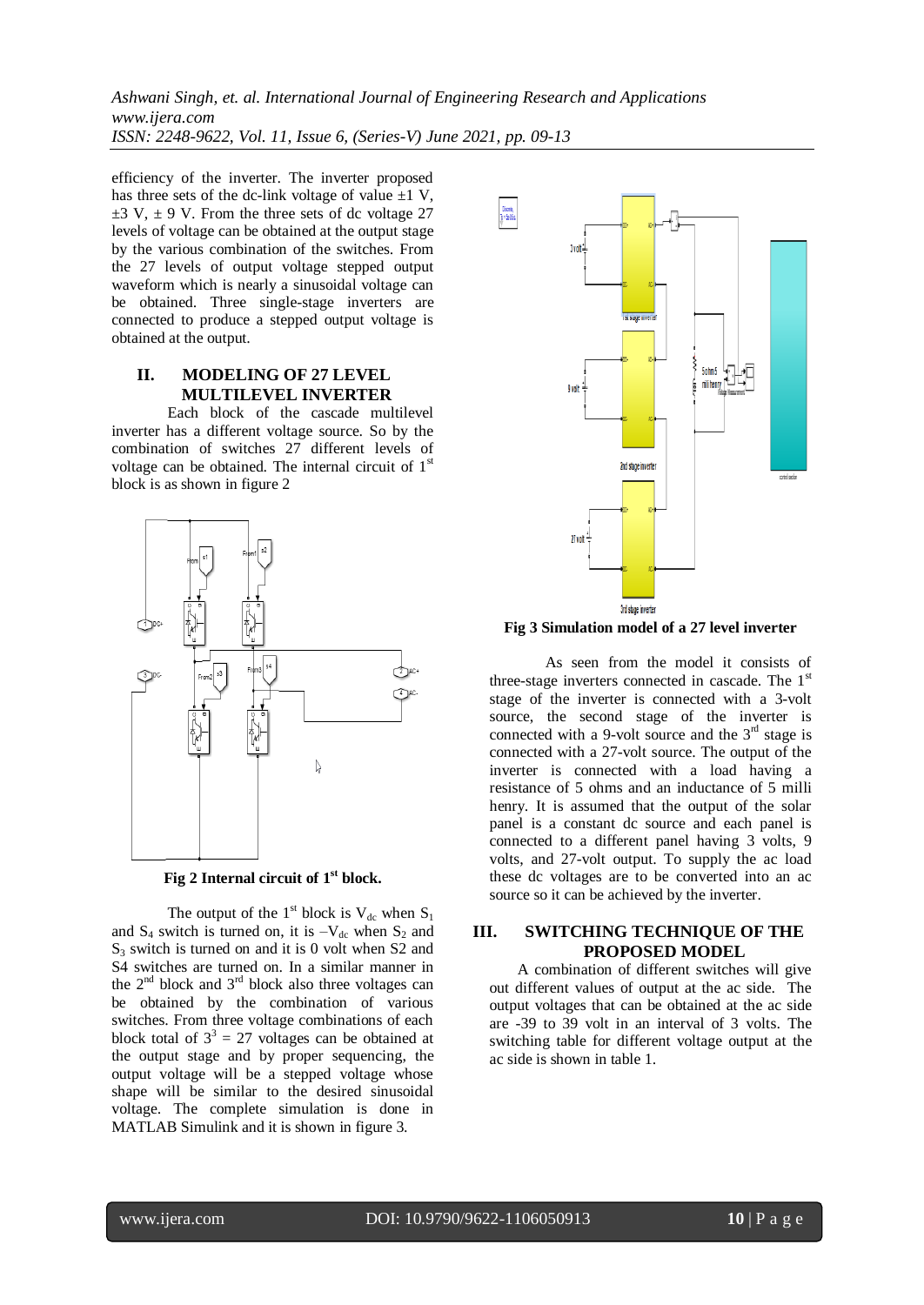efficiency of the inverter. The inverter proposed has three sets of the dc-link voltage of value ±1 V, ±3 V, ± 9 V. From the three sets of dc voltage 27 levels of voltage can be obtained at the output stage by the various combination of the switches. From the 27 levels of output voltage stepped output waveform which is nearly a sinusoidal voltage can be obtained. Three single-stage inverters are connected to produce a stepped output voltage is obtained at the output.

## II. MODELING OF 27 LEVEL MULTILEVEL INVERTER

Each block of the cascade multilevel inverter has a different voltage source. So by the combination of switches 27 different levels of voltage can be obtained. The internal circuit of 1st block is as shown in figure 2

**Fig 2 Internal circuit of 1st block.**

The output of the 1st block is $V_{dc}$ when $S_1$ and $S_4$ switch is turned on, it is $-V_{dc}$ when $S_2$ and $S_3$ switch is turned on and it is 0 volt when S2 and S4 switches are turned on. In a similar manner in the 2nd block and 3rd block also three voltages can be obtained by the combination of various switches. From three voltage combinations of each block total of $3^3 = 27$ voltages can be obtained at the output stage and by proper sequencing, the output voltage will be a stepped voltage whose shape will be similar to the desired sinusoidal voltage. The complete simulation is done in MATLAB Simulink and it is shown in figure 3.

**Fig 3 Simulation model of a 27 level inverter**

As seen from the model it consists of three-stage inverters connected in cascade. The 1st stage of the inverter is connected with a 3-volt source, the second stage of the inverter is connected with a 9-volt source and the 3rd stage is connected with a 27-volt source. The output of the inverter is connected with a load having a resistance of 5 ohms and an inductance of 5 milli henry. It is assumed that the output of the solar panel is a constant dc source and each panel is connected to a different panel having 3 volts, 9 volts, and 27-volt output. To supply the ac load these dc voltages are to be converted into an ac source so it can be achieved by the inverter.

## III. SWITCHING TECHNIQUE OF THE PROPOSED MODEL

A combination of different switches will give out different values of output at the ac side. The output voltages that can be obtained at the ac side are -39 to 39 volt in an interval of 3 volts. The switching table for different voltage output at the ac side is shown in table 1.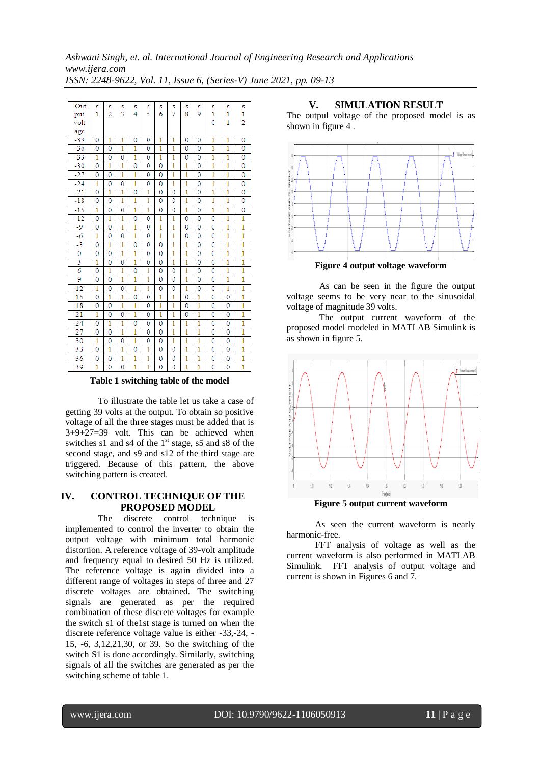| Out put volt age | s 1 | s 2 | s 3 | s 4 | s 5 | s 6 | s 7 | s 8 | s 9 | s 10 | s 11 | s 12 |
|---|---|---|---|---|---|---|---|---|---|---|---|---|
| -39 | 0 | 1 | 1 | 0 | 0 | 1 | 1 | 0 | 0 | 1 | 1 | 0 |
| -36 | 0 | 0 | 1 | 1 | 0 | 1 | 1 | 0 | 0 | 1 | 1 | 0 |
| -33 | 1 | 0 | 0 | 1 | 0 | 1 | 1 | 0 | 0 | 1 | 1 | 0 |
| -30 | 0 | 1 | 1 | 0 | 0 | 0 | 1 | 1 | 0 | 1 | 1 | 0 |
| -27 | 0 | 0 | 1 | 1 | 0 | 0 | 1 | 1 | 0 | 1 | 1 | 0 |
| -24 | 1 | 0 | 0 | 1 | 0 | 0 | 1 | 1 | 0 | 1 | 1 | 0 |
| -21 | 0 | 1 | 1 | 0 | 1 | 0 | 0 | 1 | 0 | 1 | 1 | 0 |
| -18 | 0 | 0 | 1 | 1 | 1 | 0 | 0 | 1 | 0 | 1 | 1 | 0 |
| -15 | 1 | 0 | 0 | 1 | 1 | 0 | 0 | 1 | 0 | 1 | 1 | 0 |
| -12 | 0 | 1 | 1 | 0 | 0 | 1 | 1 | 0 | 0 | 0 | 1 | 1 |
| -9 | 0 | 0 | 1 | 1 | 0 | 1 | 1 | 0 | 0 | 0 | 1 | 1 |
| -6 | 1 | 0 | 0 | 1 | 0 | 1 | 1 | 0 | 0 | 0 | 1 | 1 |
| -3 | 0 | 1 | 1 | 0 | 0 | 0 | 1 | 1 | 0 | 0 | 1 | 1 |
| 0 | 0 | 0 | 1 | 1 | 0 | 0 | 1 | 1 | 0 | 0 | 1 | 1 |
| 3 | 1 | 0 | 0 | 1 | 0 | 0 | 1 | 1 | 0 | 0 | 1 | 1 |
| 6 | 0 | 1 | 1 | 0 | 1 | 0 | 0 | 1 | 0 | 0 | 1 | 1 |
| 9 | 0 | 0 | 1 | 1 | 1 | 0 | 0 | 1 | 0 | 0 | 1 | 1 |
| 12 | 1 | 0 | 0 | 1 | 1 | 0 | 0 | 1 | 0 | 0 | 1 | 1 |
| 15 | 0 | 1 | 1 | 0 | 0 | 1 | 1 | 0 | 1 | 0 | 0 | 1 |
| 18 | 0 | 0 | 1 | 1 | 0 | 1 | 1 | 0 | 1 | 0 | 0 | 1 |
| 21 | 1 | 0 | 0 | 1 | 0 | 1 | 1 | 0 | 1 | 0 | 0 | 1 |
| 24 | 0 | 1 | 1 | 0 | 0 | 0 | 1 | 1 | 1 | 0 | 0 | 1 |
| 27 | 0 | 0 | 1 | 1 | 0 | 0 | 1 | 1 | 1 | 0 | 0 | 1 |
| 30 | 1 | 0 | 0 | 1 | 0 | 0 | 1 | 1 | 1 | 0 | 0 | 1 |
| 33 | 0 | 1 | 1 | 0 | 1 | 0 | 0 | 1 | 1 | 0 | 0 | 1 |
| 36 | 0 | 0 | 1 | 1 | 1 | 0 | 0 | 1 | 1 | 0 | 0 | 1 |
| 39 | 1 | 0 | 0 | 1 | 1 | 0 | 0 | 1 | 1 | 0 | 0 | 1 |

**Table 1 switching table of the model**

To illustrate the table let us take a case of getting 39 volts at the output. To obtain so positive voltage of all the three stages must be added that is 3+9+27=39 volt. This can be achieved when switches s1 and s4 of the 1st stage, s5 and s8 of the second stage, and s9 and s12 of the third stage are triggered. Because of this pattern, the above switching pattern is created.

## IV. CONTROL TECHNIQUE OF THE PROPOSED MODEL

The discrete control technique is implemented to control the inverter to obtain the output voltage with minimum total harmonic distortion. A reference voltage of 39-volt amplitude and frequency equal to desired 50 Hz is utilized. The reference voltage is again divided into a different range of voltages in steps of three and 27 discrete voltages are obtained. The switching signals are generated as per the required combination of these discrete voltages for example the switch s1 of the1st stage is turned on when the discrete reference voltage value is either -33,-24, -15, -6, 3,12,21,30, or 39. So the switching of the switch S1 is done accordingly. Similarly, switching signals of all the switches are generated as per the switching scheme of table 1.

## V. SIMULATION RESULT

The output voltage of the proposed model is as shown in figure 4 .

**Figure 4 output voltage waveform**

As can be seen in the figure the output voltage seems to be very near to the sinusoidal voltage of magnitude 39 volts.

The output current waveform of the proposed model modeled in MATLAB Simulink is as shown in figure 5.

**Figure 5 output current waveform**

As seen the current waveform is nearly harmonic-free.

FFT analysis of voltage as well as the current waveform is also performed in MATLAB Simulink. FFT analysis of output voltage and current is shown in Figures 6 and 7.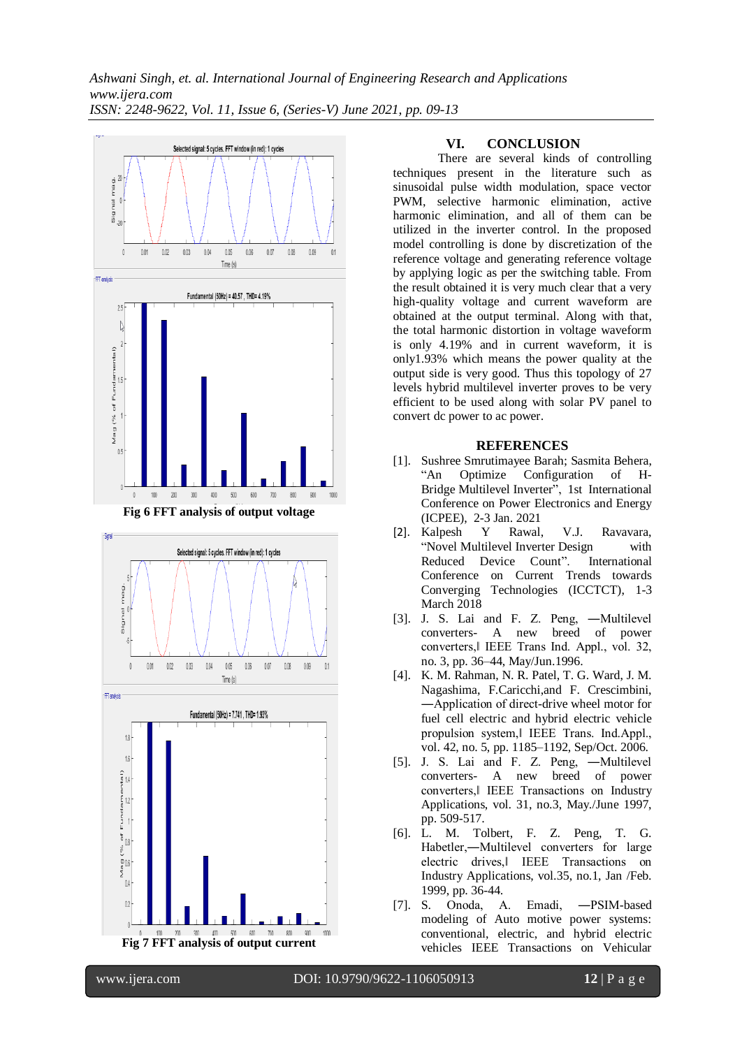Selected signal: 5 cycles. FFT window (in red): 1 cycles

Signal mag.

Time (s)

FFT analysis

Fundamental (50Hz) = 40.57 , THD= 4.19%

Mag (% of Fundamental)

Fig 6 FFT analysis of output voltage

Signal

Selected signal: 5 cycles. FFT window (in red): 1 cycles

Signal mag.

Time (s)

FFT analysis

Fundamental (50Hz) = 7.741 , THD= 1.93%

Mag (% of Fundamental)

Fig 7 FFT analysis of output current

## VI. CONCLUSION

There are several kinds of controlling techniques present in the literature such as sinusoidal pulse width modulation, space vector PWM, selective harmonic elimination, active harmonic elimination, and all of them can be utilized in the inverter control. In the proposed model controlling is done by discretization of the reference voltage and generating reference voltage by applying logic as per the switching table. From the result obtained it is very much clear that a very high-quality voltage and current waveform are obtained at the output terminal. Along with that, the total harmonic distortion in voltage waveform is only 4.19% and in current waveform, it is only1.93% which means the power quality at the output side is very good. Thus this topology of 27 levels hybrid multilevel inverter proves to be very efficient to be used along with solar PV panel to convert dc power to ac power.

## REFERENCES

[1]. Sushree Smrutimayee Barah; Sasmita Behera, "An Optimize Configuration of H-Bridge Multilevel Inverter", 1st International Conference on Power Electronics and Energy (ICPEE), 2-3 Jan. 2021

[2]. Kalpesh Y Rawal, V.J. Ravavara, "Novel Multilevel Inverter Design with Reduced Device Count". International Conference on Current Trends towards Converging Technologies (ICCTCT), 1-3 March 2018

[3]. J. S. Lai and F. Z. Peng, ―Multilevel converters- A new breed of power converters,‖ IEEE Trans Ind. Appl., vol. 32, no. 3, pp. 36–44, May/Jun.1996.

[4]. K. M. Rahman, N. R. Patel, T. G. Ward, J. M. Nagashima, F.Caricchi,and F. Crescimbini, ―Application of direct-drive wheel motor for fuel cell electric and hybrid electric vehicle propulsion system,‖ IEEE Trans. Ind.Appl., vol. 42, no. 5, pp. 1185–1192, Sep/Oct. 2006.

[5]. J. S. Lai and F. Z. Peng, ―Multilevel converters- A new breed of power converters,‖ IEEE Transactions on Industry Applications, vol. 31, no.3, May./June 1997, pp. 509-517.

[6]. L. M. Tolbert, F. Z. Peng, T. G. Habetler,―Multilevel converters for large electric drives,‖ IEEE Transactions on Industry Applications, vol.35, no.1, Jan /Feb. 1999, pp. 36-44.

[7]. S. Onoda, A. Emadi, ―PSIM-based modeling of Auto motive power systems: conventional, electric, and hybrid electric vehicles IEEE Transactions on Vehicular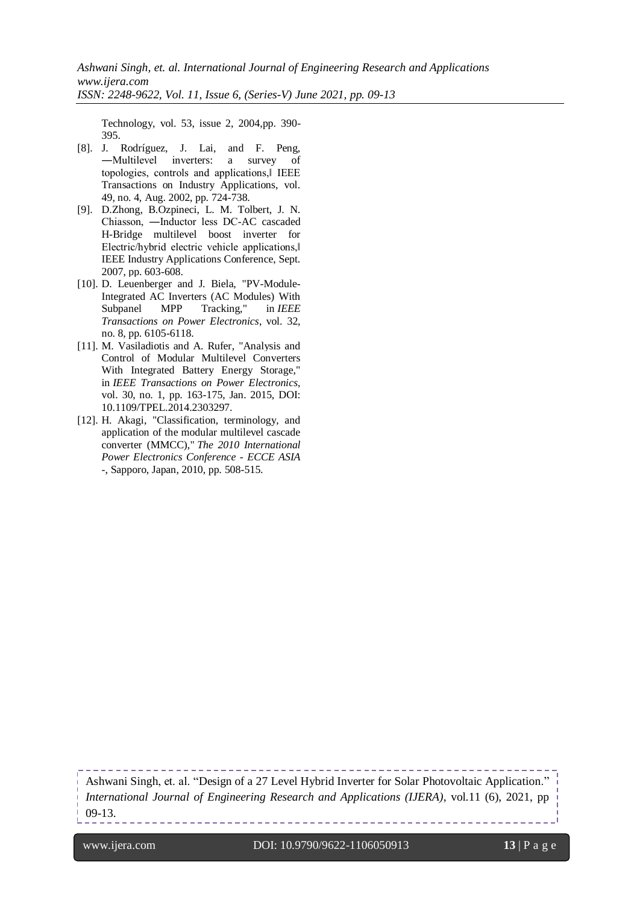Technology, vol. 53, issue 2, 2004,pp. 390-395.

[8]. J. Rodríguez, J. Lai, and F. Peng, ―Multilevel inverters: a survey of topologies, controls and applications,‖ IEEE Transactions on Industry Applications, vol. 49, no. 4, Aug. 2002, pp. 724-738.

[9]. D.Zhong, B.Ozpineci, L. M. Tolbert, J. N. Chiasson, ―Inductor less DC-AC cascaded H-Bridge multilevel boost inverter for Electric/hybrid electric vehicle applications,‖ IEEE Industry Applications Conference, Sept. 2007, pp. 603-608.

[10]. D. Leuenberger and J. Biela, "PV-Module-Integrated AC Inverters (AC Modules) With Subpanel MPP Tracking," in *IEEE Transactions on Power Electronics*, vol. 32, no. 8, pp. 6105-6118.

[11]. M. Vasiladiotis and A. Rufer, "Analysis and Control of Modular Multilevel Converters With Integrated Battery Energy Storage," in *IEEE Transactions on Power Electronics*, vol. 30, no. 1, pp. 163-175, Jan. 2015, DOI: 10.1109/TPEL.2014.2303297.

[12]. H. Akagi, "Classification, terminology, and application of the modular multilevel cascade converter (MMCC)," *The 2010 International Power Electronics Conference - ECCE ASIA* -, Sapporo, Japan, 2010, pp. 508-515.

Ashwani Singh, et. al. "Design of a 27 Level Hybrid Inverter for Solar Photovoltaic Application." *International Journal of Engineering Research and Applications (IJERA)*, vol.11 (6), 2021, pp 09-13.